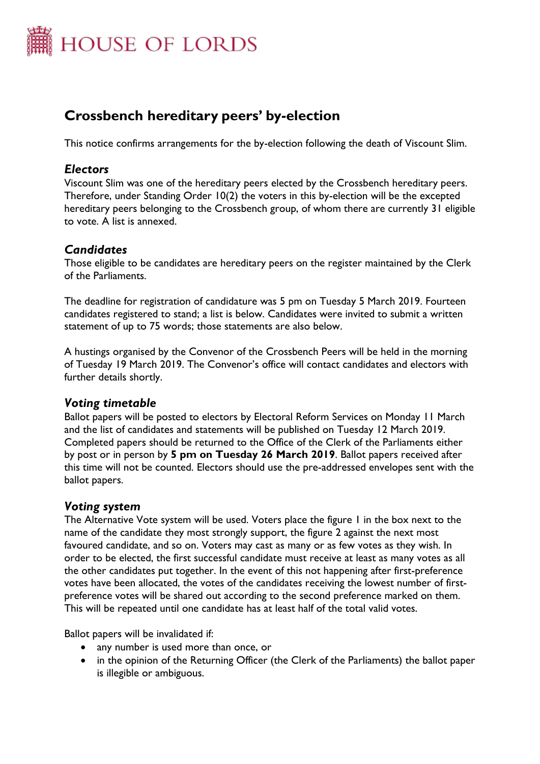HOUSE OF LORDS

# Crossbench hereditary peers' by-election

This notice confirms arrangements for the by-election following the death of Viscount Slim.

### *Electors*

Viscount Slim was one of the hereditary peers elected by the Crossbench hereditary peers. Therefore, under Standing Order 10(2) the voters in this by-election will be the excepted hereditary peers belonging to the Crossbench group, of whom there are currently 31 eligible to vote. A list is annexed.

### *Candidates*

Those eligible to be candidates are hereditary peers on the register maintained by the Clerk of the Parliaments.

The deadline for registration of candidature was 5 pm on Tuesday 5 March 2019. Fourteen candidates registered to stand; a list is below. Candidates were invited to submit a written statement of up to 75 words; those statements are also below.

A hustings organised by the Convenor of the Crossbench Peers will be held in the morning of Tuesday 19 March 2019. The Convenor's office will contact candidates and electors with further details shortly.

### *Voting timetable*

Ballot papers will be posted to electors by Electoral Reform Services on Monday 11 March and the list of candidates and statements will be published on Tuesday 12 March 2019. Completed papers should be returned to the Office of the Clerk of the Parliaments either by post or in person by **5 pm on Tuesday 26 March 2019**. Ballot papers received after this time will not be counted. Electors should use the pre-addressed envelopes sent with the ballot papers.

### *Voting system*

The Alternative Vote system will be used. Voters place the figure 1 in the box next to the name of the candidate they most strongly support, the figure 2 against the next most favoured candidate, and so on. Voters may cast as many or as few votes as they wish. In order to be elected, the first successful candidate must receive at least as many votes as all the other candidates put together. In the event of this not happening after first-preference votes have been allocated, the votes of the candidates receiving the lowest number of first-preference votes will be shared out according to the second preference marked on them. This will be repeated until one candidate has at least half of the total valid votes.

Ballot papers will be invalidated if:

- any number is used more than once, or
- in the opinion of the Returning Officer (the Clerk of the Parliaments) the ballot paper is illegible or ambiguous.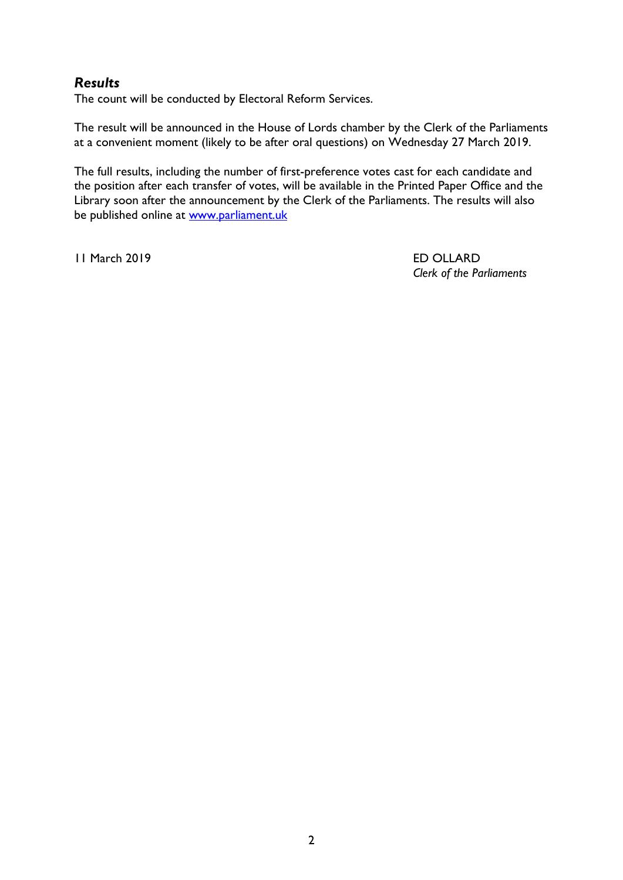### *Results*

The count will be conducted by Electoral Reform Services.

The result will be announced in the House of Lords chamber by the Clerk of the Parliaments at a convenient moment (likely to be after oral questions) on Wednesday 27 March 2019.

The full results, including the number of first-preference votes cast for each candidate and the position after each transfer of votes, will be available in the Printed Paper Office and the Library soon after the announcement by the Clerk of the Parliaments. The results will also be published online at [www.parliament.uk](http://www.parliament.uk)

11 March 2019

ED OLLARD
*Clerk of the Parliaments*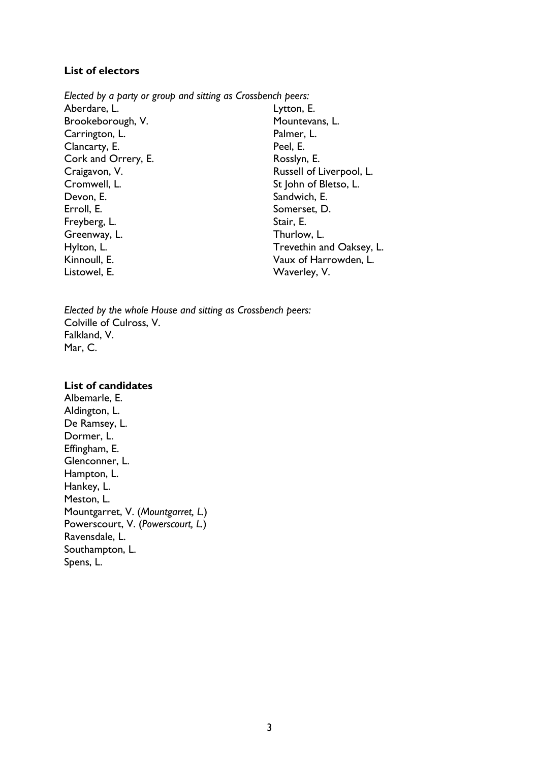**List of electors**

*Elected by a party or group and sitting as Crossbench peers:*

Aberdare, L.
Brookeborough, V.
Carrington, L.
Clancarty, E.
Cork and Orrery, E.
Craigavon, V.
Cromwell, L.
Devon, E.
Erroll, E.
Freyberg, L.
Greenway, L.
Hylton, L.
Kinnoull, E.
Listowel, E.
Lytton, E.
Mountevans, L.
Palmer, L.
Peel, E.
Rosslyn, E.
Russell of Liverpool, L.
St John of Bletso, L.
Sandwich, E.
Somerset, D.
Stair, E.
Thurlow, L.
Trevethin and Oaksey, L.
Vaux of Harrowden, L.
Waverley, V.

*Elected by the whole House and sitting as Crossbench peers:*

Colville of Culross, V.
Falkland, V.
Mar, C.

**List of candidates**

Albemarle, E.
Aldington, L.
De Ramsey, L.
Dormer, L.
Effingham, E.
Glenconner, L.
Hampton, L.
Hankey, L.
Meston, L.
Mountgarret, V. (*Mountgarret, L.*)
Powerscourt, V. (*Powerscourt, L.*)
Ravensdale, L.
Southampton, L.
Spens, L.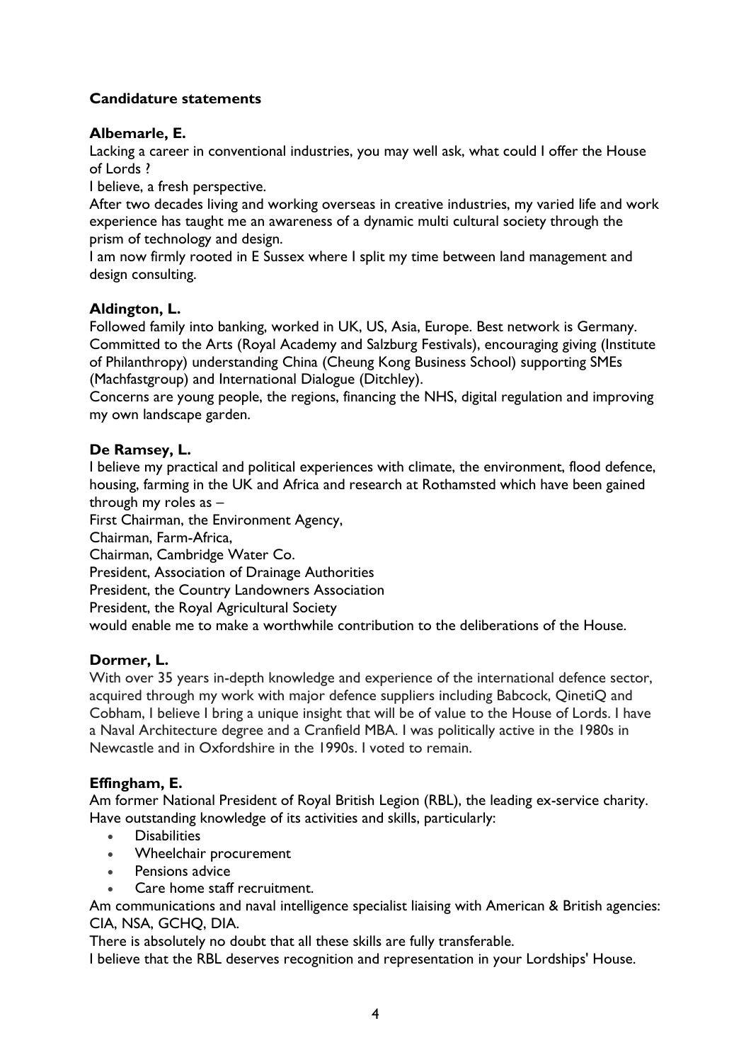## Candidature statements

### Albemarle, E.

Lacking a career in conventional industries, you may well ask, what could I offer the House of Lords ?

I believe, a fresh perspective.

After two decades living and working overseas in creative industries, my varied life and work experience has taught me an awareness of a dynamic multi cultural society through the prism of technology and design.

I am now firmly rooted in E Sussex where I split my time between land management and design consulting.

### Aldington, L.

Followed family into banking, worked in UK, US, Asia, Europe. Best network is Germany. Committed to the Arts (Royal Academy and Salzburg Festivals), encouraging giving (Institute of Philanthropy) understanding China (Cheung Kong Business School) supporting SMEs (Machfastgroup) and International Dialogue (Ditchley).

Concerns are young people, the regions, financing the NHS, digital regulation and improving my own landscape garden.

### De Ramsey, L.

I believe my practical and political experiences with climate, the environment, flood defence, housing, farming in the UK and Africa and research at Rothamsted which have been gained through my roles as –

First Chairman, the Environment Agency,
Chairman, Farm-Africa,
Chairman, Cambridge Water Co.
President, Association of Drainage Authorities
President, the Country Landowners Association
President, the Royal Agricultural Society
would enable me to make a worthwhile contribution to the deliberations of the House.

### Dormer, L.

With over 35 years in-depth knowledge and experience of the international defence sector, acquired through my work with major defence suppliers including Babcock, QinetiQ and Cobham, I believe I bring a unique insight that will be of value to the House of Lords. I have a Naval Architecture degree and a Cranfield MBA. I was politically active in the 1980s in Newcastle and in Oxfordshire in the 1990s. I voted to remain.

### Effingham, E.

Am former National President of Royal British Legion (RBL), the leading ex-service charity. Have outstanding knowledge of its activities and skills, particularly:

- Disabilities
- Wheelchair procurement
- Pensions advice
- Care home staff recruitment.

Am communications and naval intelligence specialist liaising with American & British agencies: CIA, NSA, GCHQ, DIA.

There is absolutely no doubt that all these skills are fully transferable.

I believe that the RBL deserves recognition and representation in your Lordships' House.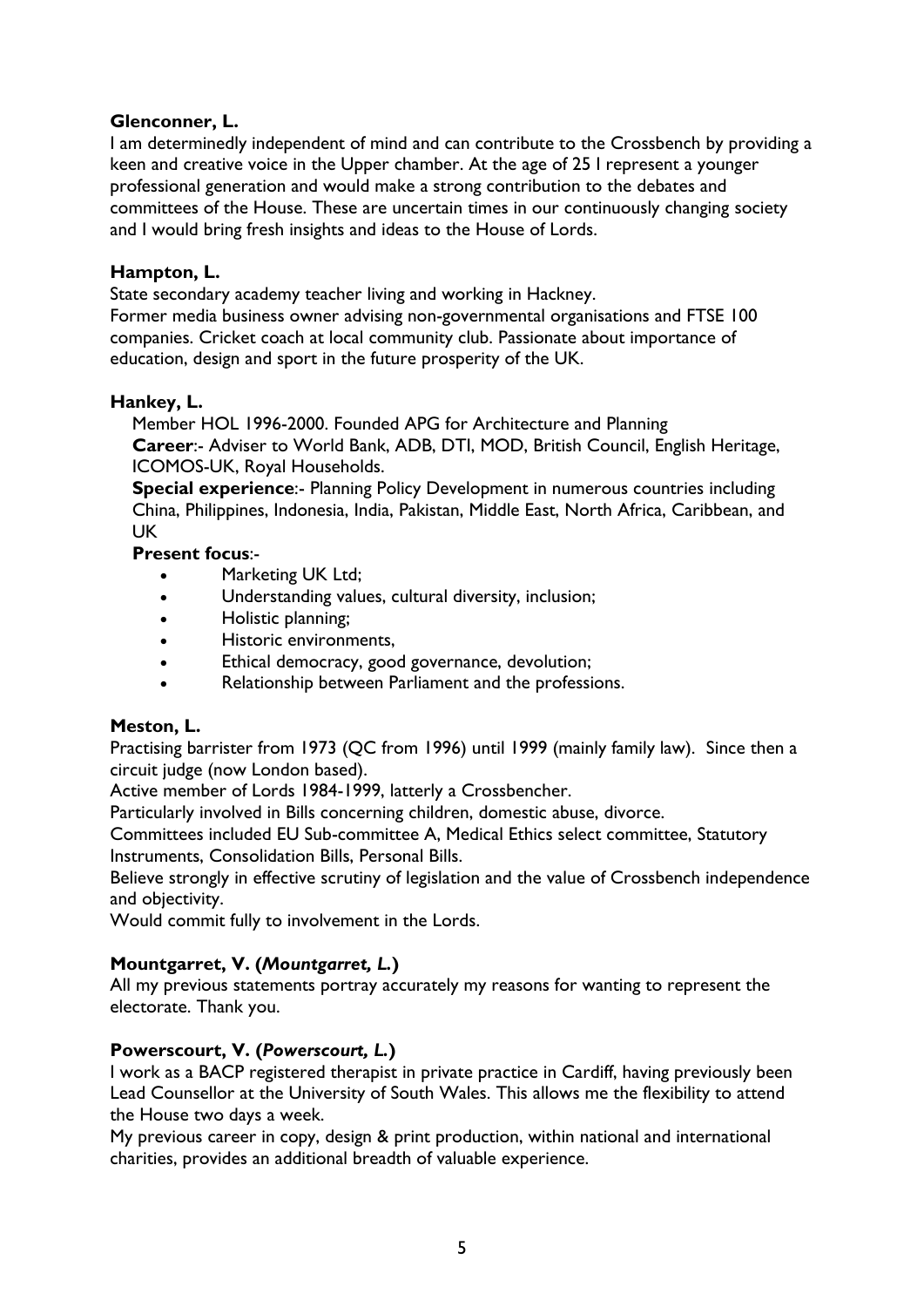**Glenconner, L.**

I am determinedly independent of mind and can contribute to the Crossbench by providing a keen and creative voice in the Upper chamber. At the age of 25 I represent a younger professional generation and would make a strong contribution to the debates and committees of the House. These are uncertain times in our continuously changing society and I would bring fresh insights and ideas to the House of Lords.

**Hampton, L.**

State secondary academy teacher living and working in Hackney.
Former media business owner advising non-governmental organisations and FTSE 100 companies. Cricket coach at local community club. Passionate about importance of education, design and sport in the future prosperity of the UK.

**Hankey, L.**

Member HOL 1996-2000. Founded APG for Architecture and Planning
**Career**:- Adviser to World Bank, ADB, DTI, MOD, British Council, English Heritage, ICOMOS-UK, Royal Households.
**Special experience**:- Planning Policy Development in numerous countries including China, Philippines, Indonesia, India, Pakistan, Middle East, North Africa, Caribbean, and UK
**Present focus**:-

- Marketing UK Ltd;
- Understanding values, cultural diversity, inclusion;
- Holistic planning;
- Historic environments,
- Ethical democracy, good governance, devolution;
- Relationship between Parliament and the professions.

**Meston, L.**

Practising barrister from 1973 (QC from 1996) until 1999 (mainly family law). Since then a circuit judge (now London based).
Active member of Lords 1984-1999, latterly a Crossbencher.
Particularly involved in Bills concerning children, domestic abuse, divorce.
Committees included EU Sub-committee A, Medical Ethics select committee, Statutory Instruments, Consolidation Bills, Personal Bills.
Believe strongly in effective scrutiny of legislation and the value of Crossbench independence and objectivity.
Would commit fully to involvement in the Lords.

**Mountgarret, V. (*Mountgarret, L.*)**

All my previous statements portray accurately my reasons for wanting to represent the electorate. Thank you.

**Powerscourt, V. (*Powerscourt, L.*)**

I work as a BACP registered therapist in private practice in Cardiff, having previously been Lead Counsellor at the University of South Wales. This allows me the flexibility to attend the House two days a week.
My previous career in copy, design & print production, within national and international charities, provides an additional breadth of valuable experience.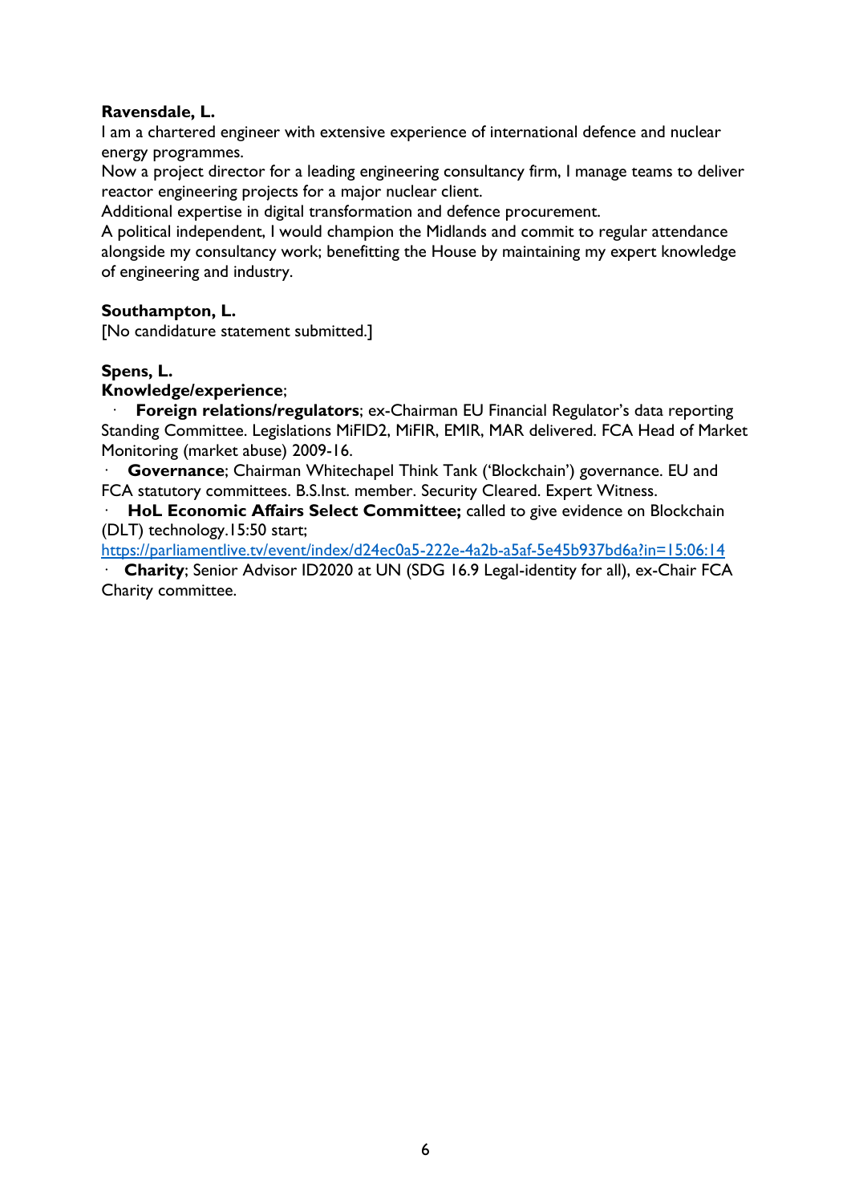**Ravensdale, L.**
I am a chartered engineer with extensive experience of international defence and nuclear energy programmes.
Now a project director for a leading engineering consultancy firm, I manage teams to deliver reactor engineering projects for a major nuclear client.
Additional expertise in digital transformation and defence procurement.
A political independent, I would champion the Midlands and commit to regular attendance alongside my consultancy work; benefitting the House by maintaining my expert knowledge of engineering and industry.

**Southampton, L.**
[No candidature statement submitted.]

**Spens, L.**
**Knowledge/experience**;
· **Foreign relations/regulators**; ex-Chairman EU Financial Regulator's data reporting Standing Committee. Legislations MiFID2, MiFIR, EMIR, MAR delivered. FCA Head of Market Monitoring (market abuse) 2009-16.
· **Governance**; Chairman Whitechapel Think Tank ('Blockchain') governance. EU and FCA statutory committees. B.S.Inst. member. Security Cleared. Expert Witness.
· **HoL Economic Affairs Select Committee;** called to give evidence on Blockchain (DLT) technology.15:50 start;
https://parliamentlive.tv/event/index/d24ec0a5-222e-4a2b-a5af-5e45b937bd6a?in=15:06:14
· **Charity**; Senior Advisor ID2020 at UN (SDG 16.9 Legal-identity for all), ex-Chair FCA Charity committee.